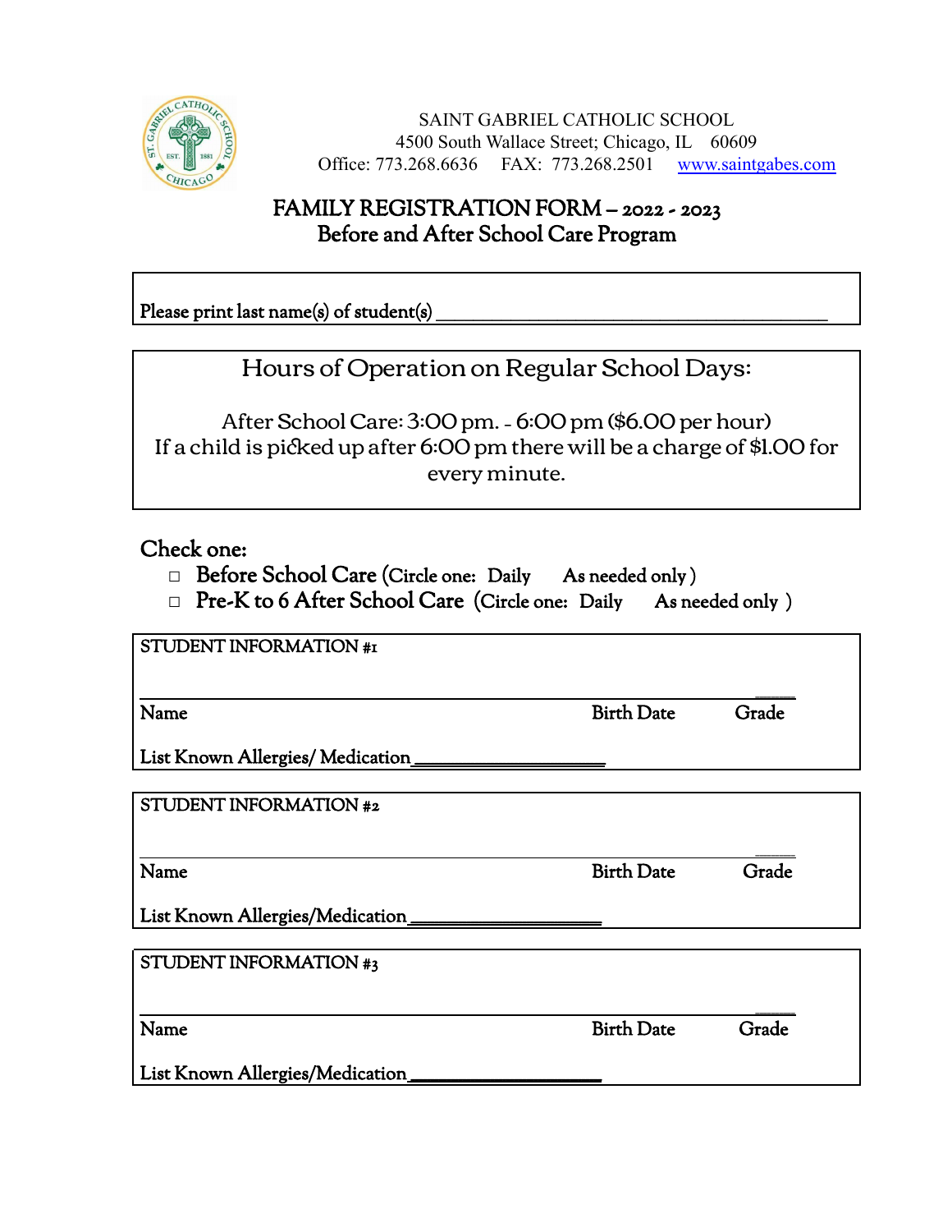SAINT GABRIEL CATHOLIC SCHOOL
4500 South Wallace Street; Chicago, IL 60609
Office: 773.268.6636 FAX: 773.268.2501 www.saintgabes.com

# FAMILY REGISTRATION FORM – 2022 - 2023
## Before and After School Care Program

Please print last name(s) of student(s) ________________________________________

### Hours of Operation on Regular School Days:

After School Care: 3:00 pm. - 6:00 pm ($6.00 per hour)
If a child is picked up after 6:00 pm there will be a charge of $1.00 for every minute.

**Check one:**

- □ **Before School Care** (Circle one: Daily As needed only )
- □ **Pre-K to 6 After School Care** (Circle one: Daily As needed only )

STUDENT INFORMATION #1

________________________________________________________________ _____

Name Birth Date Grade

List Known Allergies/ Medication____________________

STUDENT INFORMATION #2

________________________________________________________________ _____

Name Birth Date Grade

List Known Allergies/Medication____________________

STUDENT INFORMATION #3

________________________________________________________________ _____

Name Birth Date Grade

List Known Allergies/Medication____________________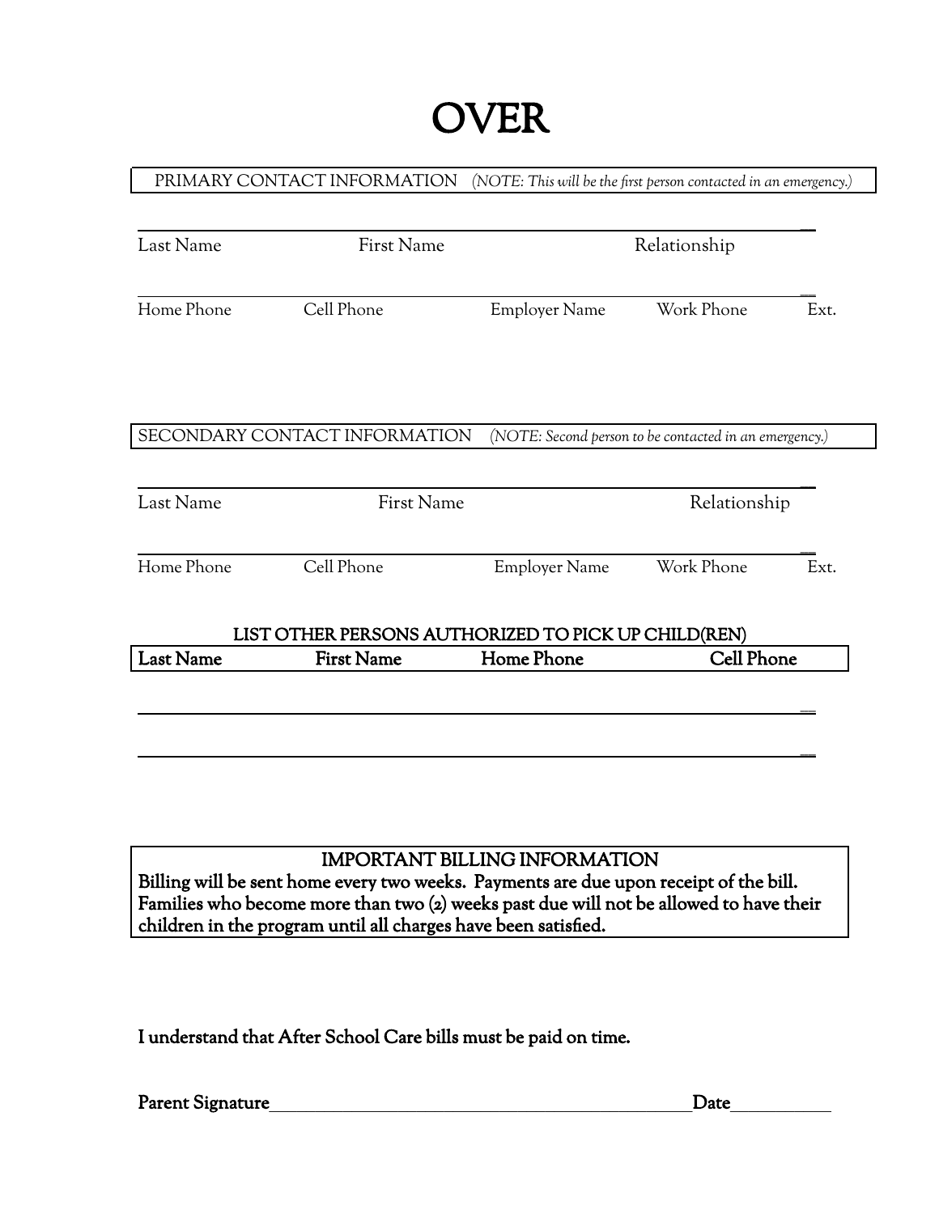# OVER

PRIMARY CONTACT INFORMATION *(NOTE: This will be the first person contacted in an emergency.)*

______________________________________________________________________

Last Name First Name Relationship

______________________________________________________________________

Home Phone Cell Phone Employer Name Work Phone Ext.

SECONDARY CONTACT INFORMATION *(NOTE: Second person to be contacted in an emergency.)*

______________________________________________________________________

Last Name First Name Relationship

______________________________________________________________________

Home Phone Cell Phone Employer Name Work Phone Ext.

**LIST OTHER PERSONS AUTHORIZED TO PICK UP CHILD(REN)**

| Last Name | First Name | Home Phone | Cell Phone |
|---|---|---|---|
| | | | |
| | | | |

**IMPORTANT BILLING INFORMATION**

**Billing will be sent home every two weeks. Payments are due upon receipt of the bill. Families who become more than two (2) weeks past due will not be allowed to have their children in the program until all charges have been satisfied.**

**I understand that After School Care bills must be paid on time.**

**Parent Signature**______________________________________________**Date**__________